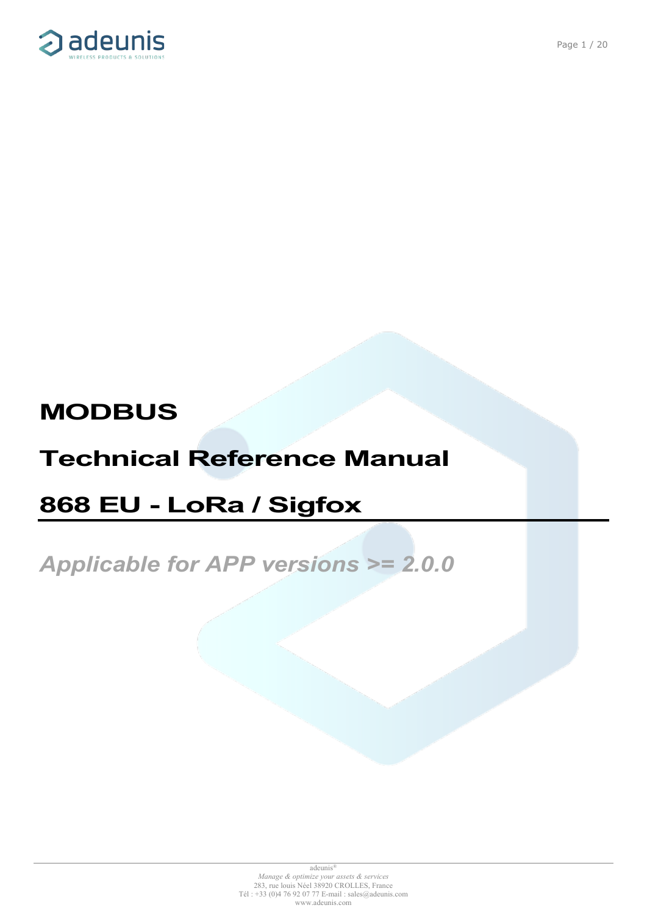# MODBUS

# Technical Reference Manual

# 868 EU - LoRa / Sigfox

*Applicable for APP versions >= 2.0.0*

adeunis®
*Manage & optimize your assets & services*
283, rue louis Néel 38920 CROLLES, France
Tél : +33 (0)4 76 92 07 77 E-mail : sales@adeunis.com
www.adeunis.com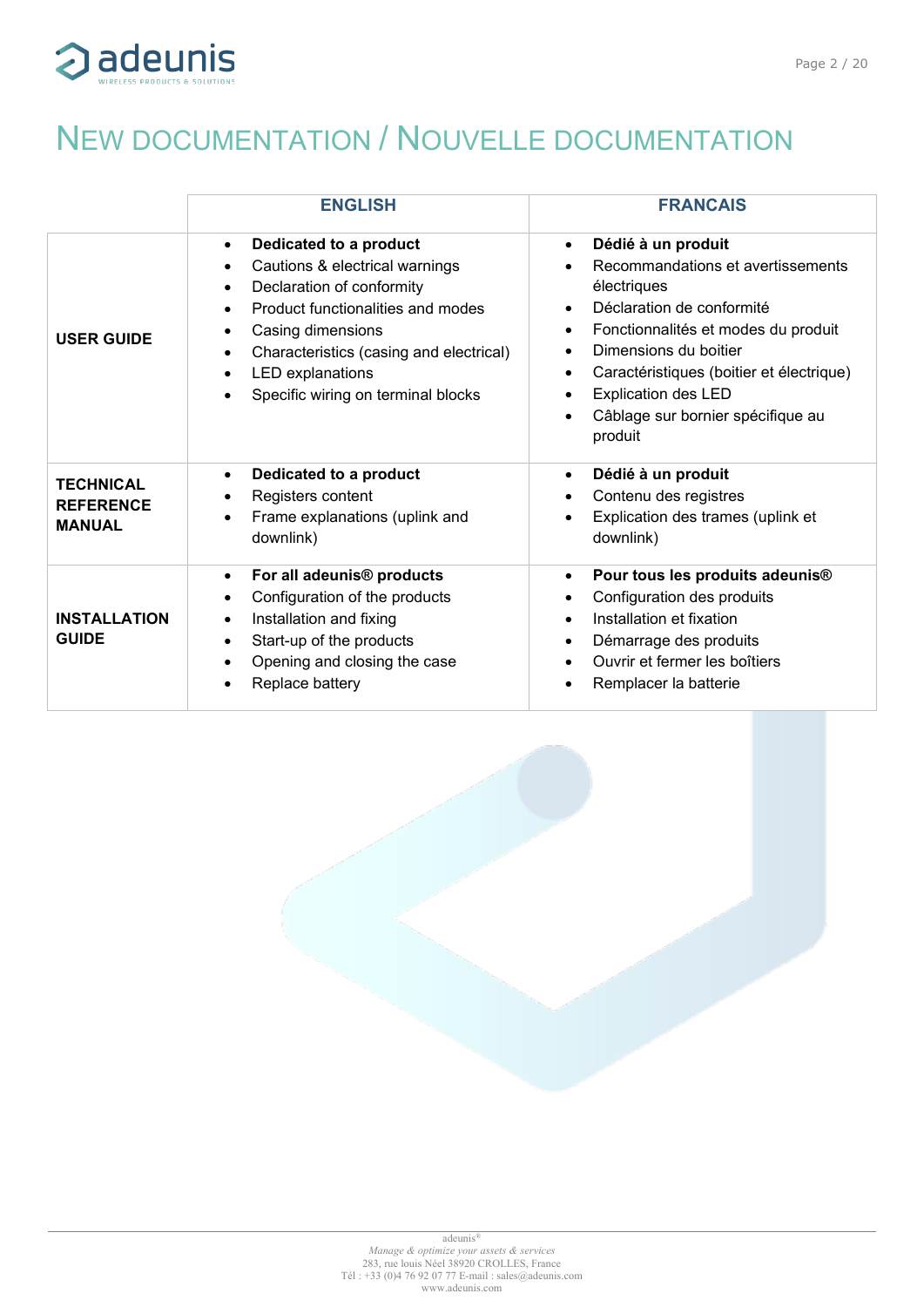# NEW DOCUMENTATION / NOUVELLE DOCUMENTATION

| | ENGLISH | FRANCAIS |
|---|---|---|
| **USER GUIDE** | • **Dedicated to a product**<br>• Cautions & electrical warnings<br>• Declaration of conformity<br>• Product functionalities and modes<br>• Casing dimensions<br>• Characteristics (casing and electrical)<br>• LED explanations<br>• Specific wiring on terminal blocks | • **Dédié à un produit**<br>• Recommandations et avertissements électriques<br>• Déclaration de conformité<br>• Fonctionnalités et modes du produit<br>• Dimensions du boitier<br>• Caractéristiques (boitier et électrique)<br>• Explication des LED<br>• Câblage sur bornier spécifique au produit |
| **TECHNICAL REFERENCE MANUAL** | • **Dedicated to a product**<br>• Registers content<br>• Frame explanations (uplink and downlink) | • **Dédié à un produit**<br>• Contenu des registres<br>• Explication des trames (uplink et downlink) |
| **INSTALLATION GUIDE** | • **For all adeunis® products**<br>• Configuration of the products<br>• Installation and fixing<br>• Start-up of the products<br>• Opening and closing the case<br>• Replace battery | • **Pour tous les produits adeunis®**<br>• Configuration des produits<br>• Installation et fixation<br>• Démarrage des produits<br>• Ouvrir et fermer les boîtiers<br>• Remplacer la batterie |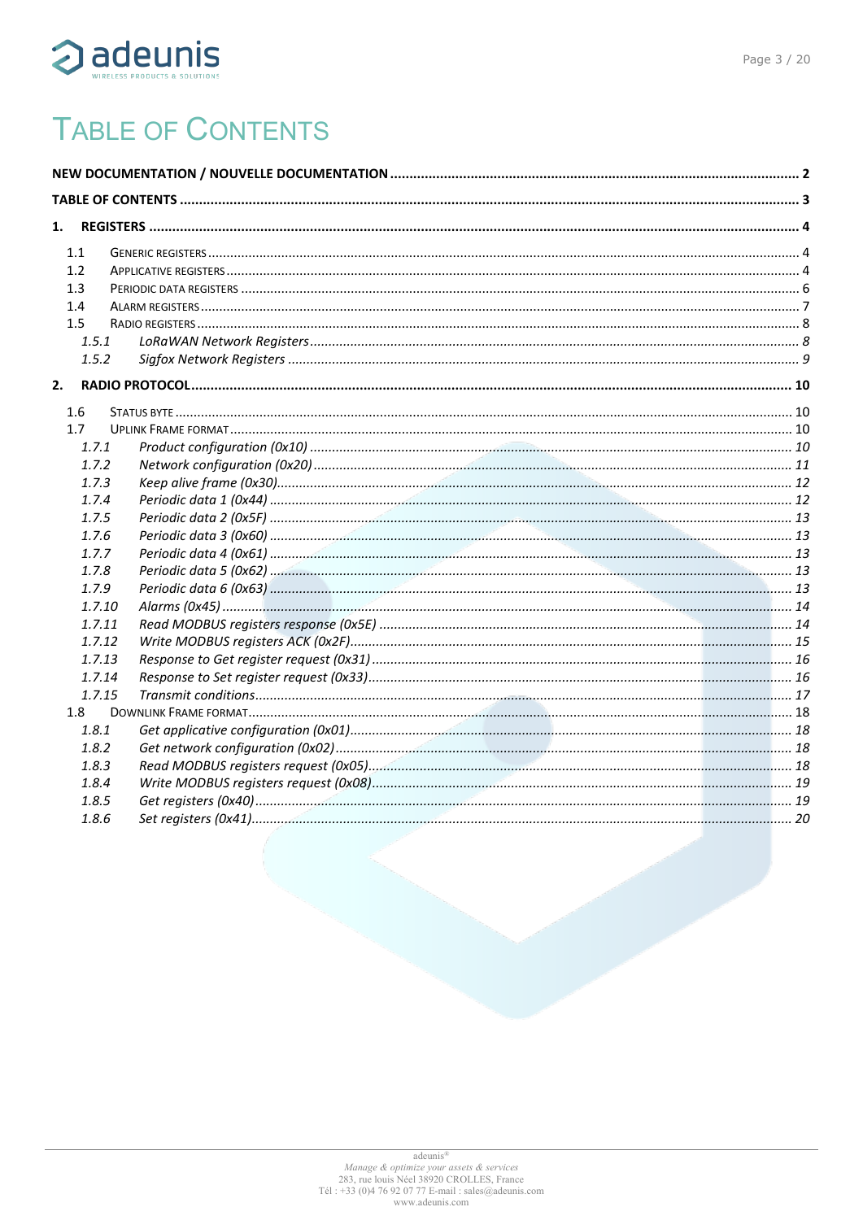# TABLE OF CONTENTS

**NEW DOCUMENTATION / NOUVELLE DOCUMENTATION** ..... 2

**TABLE OF CONTENTS** ..... 3

**1. REGISTERS** ..... 4

- 1.1 GENERIC REGISTERS ..... 4
- 1.2 APPLICATIVE REGISTERS ..... 4
- 1.3 PERIODIC DATA REGISTERS ..... 6
- 1.4 ALARM REGISTERS ..... 7
- 1.5 RADIO REGISTERS ..... 8
  - *1.5.1 LoRaWAN Network Registers* ..... 8
  - *1.5.2 Sigfox Network Registers* ..... 9

**2. RADIO PROTOCOL** ..... 10

- 1.6 STATUS BYTE ..... 10
- 1.7 UPLINK FRAME FORMAT ..... 10
  - *1.7.1 Product configuration (0x10)* ..... 10
  - *1.7.2 Network configuration (0x20)* ..... 11
  - *1.7.3 Keep alive frame (0x30)* ..... 12
  - *1.7.4 Periodic data 1 (0x44)* ..... 12
  - *1.7.5 Periodic data 2 (0x5F)* ..... 13
  - *1.7.6 Periodic data 3 (0x60)* ..... 13
  - *1.7.7 Periodic data 4 (0x61)* ..... 13
  - *1.7.8 Periodic data 5 (0x62)* ..... 13
  - *1.7.9 Periodic data 6 (0x63)* ..... 13
  - *1.7.10 Alarms (0x45)* ..... 14
  - *1.7.11 Read MODBUS registers response (0x5E)* ..... 14
  - *1.7.12 Write MODBUS registers ACK (0x2F)* ..... 15
  - *1.7.13 Response to Get register request (0x31)* ..... 16
  - *1.7.14 Response to Set register request (0x33)* ..... 16
  - *1.7.15 Transmit conditions* ..... 17
- 1.8 DOWNLINK FRAME FORMAT ..... 18
  - *1.8.1 Get applicative configuration (0x01)* ..... 18
  - *1.8.2 Get network configuration (0x02)* ..... 18
  - *1.8.3 Read MODBUS registers request (0x05)* ..... 18
  - *1.8.4 Write MODBUS registers request (0x08)* ..... 19
  - *1.8.5 Get registers (0x40)* ..... 19
  - *1.8.6 Set registers (0x41)* ..... 20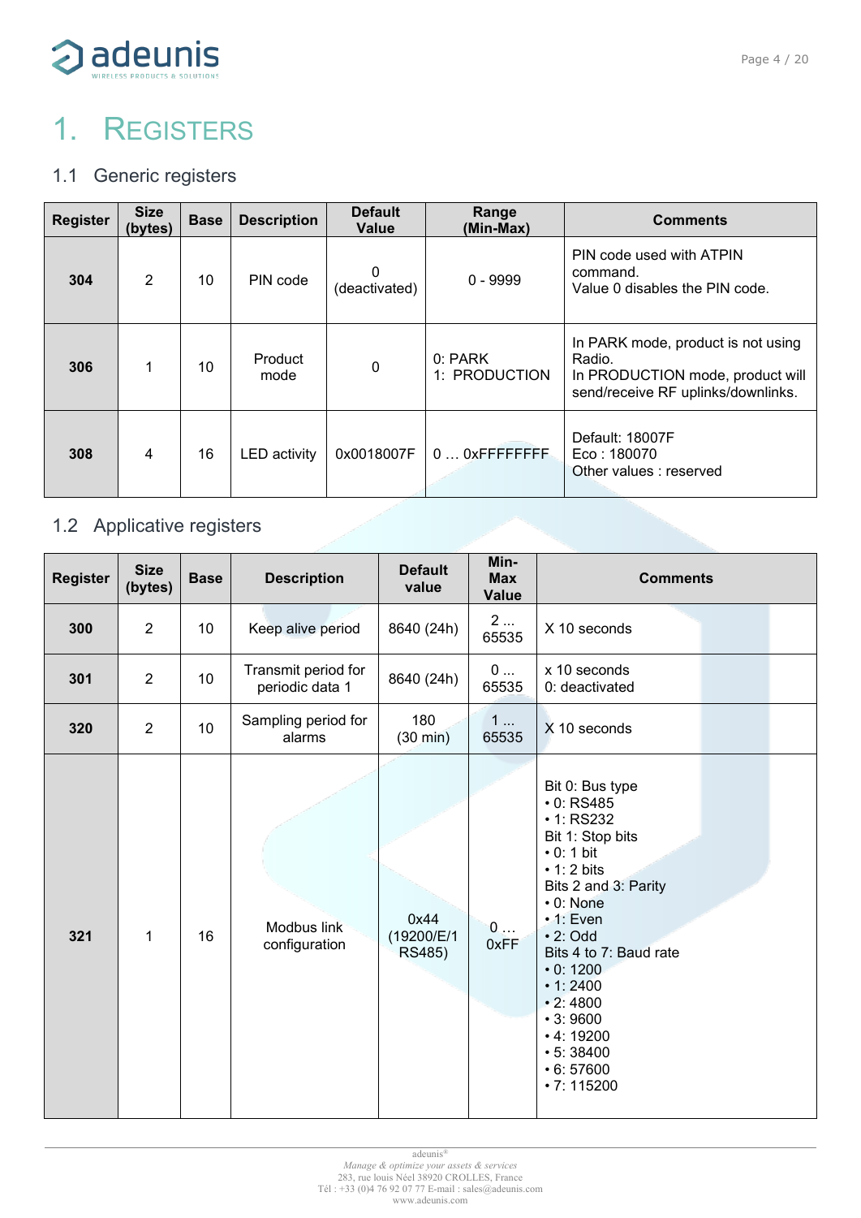# 1. REGISTERS

## 1.1 Generic registers

| Register | Size (bytes) | Base | Description | Default Value | Range (Min-Max) | Comments |
|---|---|---|---|---|---|---|
| **304** | 2 | 10 | PIN code | 0 (deactivated) | 0 - 9999 | PIN code used with ATPIN command.<br>Value 0 disables the PIN code. |
| **306** | 1 | 10 | Product mode | 0 | 0: PARK<br>1: PRODUCTION | In PARK mode, product is not using Radio.<br>In PRODUCTION mode, product will send/receive RF uplinks/downlinks. |
| **308** | 4 | 16 | LED activity | 0x0018007F | 0 … 0xFFFFFFFF | Default: 18007F<br>Eco : 180070<br>Other values : reserved |

## 1.2 Applicative registers

| Register | Size (bytes) | Base | Description | Default value | Min-Max Value | Comments |
|---|---|---|---|---|---|---|
| **300** | 2 | 10 | Keep alive period | 8640 (24h) | 2 … 65535 | X 10 seconds |
| **301** | 2 | 10 | Transmit period for periodic data 1 | 8640 (24h) | 0 … 65535 | x 10 seconds<br>0: deactivated |
| **320** | 2 | 10 | Sampling period for alarms | 180 (30 min) | 1 … 65535 | X 10 seconds |
| **321** | 1 | 16 | Modbus link configuration | 0x44 (19200/E/1 RS485) | 0 … 0xFF | Bit 0: Bus type<br>• 0: RS485<br>• 1: RS232<br>Bit 1: Stop bits<br>• 0: 1 bit<br>• 1: 2 bits<br>Bits 2 and 3: Parity<br>• 0: None<br>• 1: Even<br>• 2: Odd<br>Bits 4 to 7: Baud rate<br>• 0: 1200<br>• 1: 2400<br>• 2: 4800<br>• 3: 9600<br>• 4: 19200<br>• 5: 38400<br>• 6: 57600<br>• 7: 115200 |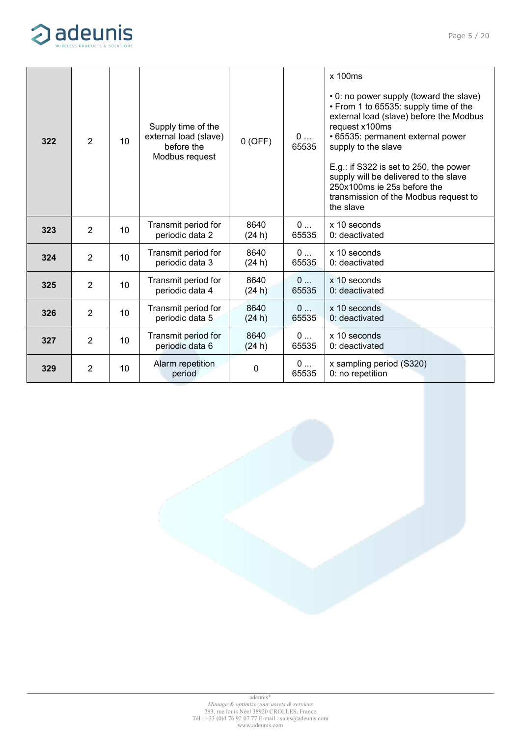| | | | | | | |
|---|---|---|---|---|---|---|
| **322** | 2 | 10 | Supply time of the external load (slave) before the Modbus request | 0 (OFF) | 0 … 65535 | x 100ms<br><br>• 0: no power supply (toward the slave)<br>• From 1 to 65535: supply time of the external load (slave) before the Modbus request x100ms<br>• 65535: permanent external power supply to the slave<br><br>E.g.: if S322 is set to 250, the power supply will be delivered to the slave 250x100ms ie 25s before the transmission of the Modbus request to the slave |
| **323** | 2 | 10 | Transmit period for periodic data 2 | 8640 (24 h) | 0 ... 65535 | x 10 seconds<br>0: deactivated |
| **324** | 2 | 10 | Transmit period for periodic data 3 | 8640 (24 h) | 0 ... 65535 | x 10 seconds<br>0: deactivated |
| **325** | 2 | 10 | Transmit period for periodic data 4 | 8640 (24 h) | 0 ... 65535 | x 10 seconds<br>0: deactivated |
| **326** | 2 | 10 | Transmit period for periodic data 5 | 8640 (24 h) | 0 ... 65535 | x 10 seconds<br>0: deactivated |
| **327** | 2 | 10 | Transmit period for periodic data 6 | 8640 (24 h) | 0 ... 65535 | x 10 seconds<br>0: deactivated |
| **329** | 2 | 10 | Alarm repetition period | 0 | 0 ... 65535 | x sampling period (S320)<br>0: no repetition |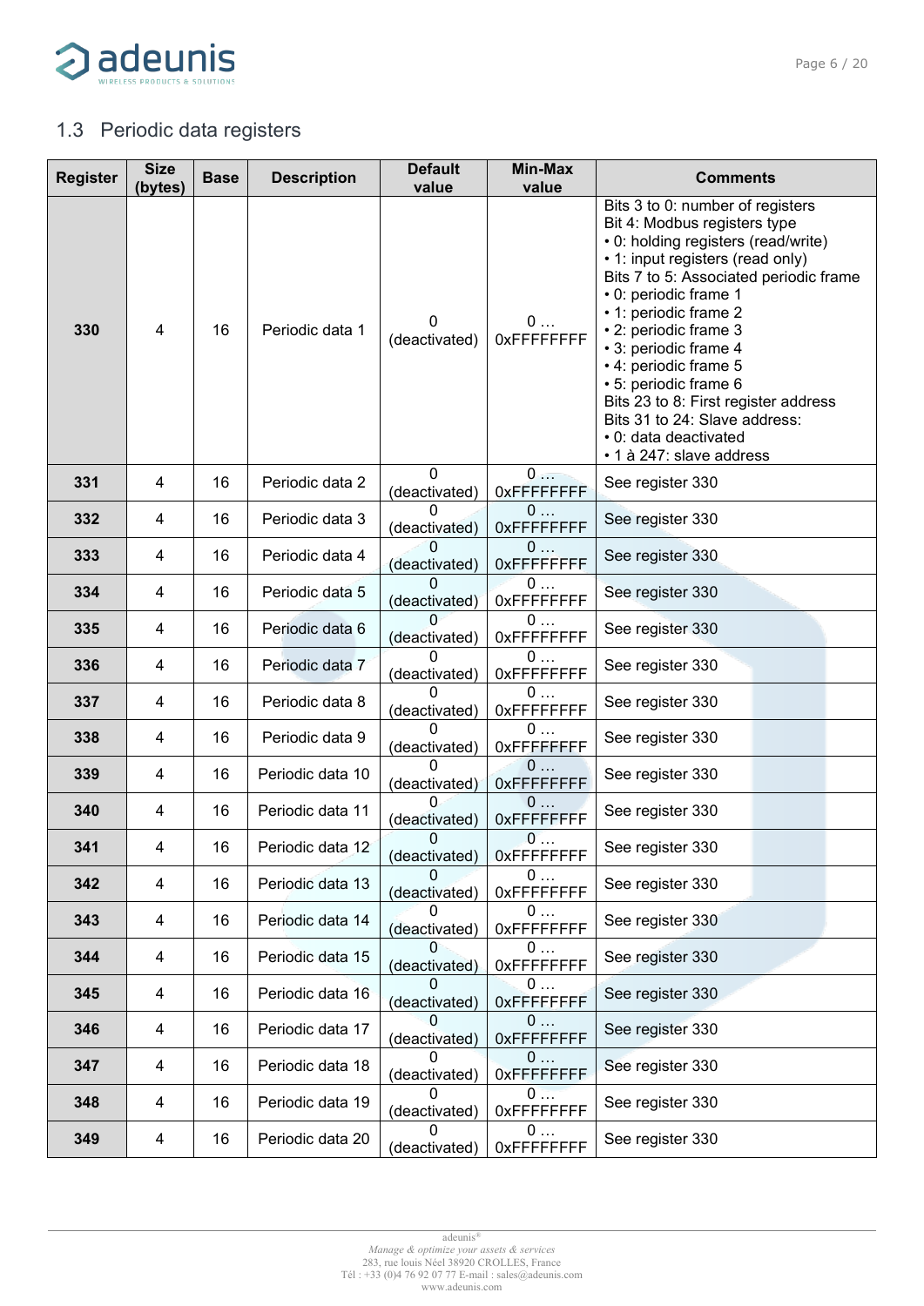## 1.3 Periodic data registers

| Register | Size (bytes) | Base | Description | Default value | Min-Max value | Comments |
|---|---|---|---|---|---|---|
| **330** | 4 | 16 | Periodic data 1 | 0 (deactivated) | 0 … 0xFFFFFFFF | Bits 3 to 0: number of registers<br>Bit 4: Modbus registers type<br>• 0: holding registers (read/write)<br>• 1: input registers (read only)<br>Bits 7 to 5: Associated periodic frame<br>• 0: periodic frame 1<br>• 1: periodic frame 2<br>• 2: periodic frame 3<br>• 3: periodic frame 4<br>• 4: periodic frame 5<br>• 5: periodic frame 6<br>Bits 23 to 8: First register address<br>Bits 31 to 24: Slave address:<br>• 0: data deactivated<br>• 1 à 247: slave address |
| **331** | 4 | 16 | Periodic data 2 | 0 (deactivated) | 0 … 0xFFFFFFFF | See register 330 |
| **332** | 4 | 16 | Periodic data 3 | 0 (deactivated) | 0 … 0xFFFFFFFF | See register 330 |
| **333** | 4 | 16 | Periodic data 4 | 0 (deactivated) | 0 … 0xFFFFFFFF | See register 330 |
| **334** | 4 | 16 | Periodic data 5 | 0 (deactivated) | 0 … 0xFFFFFFFF | See register 330 |
| **335** | 4 | 16 | Periodic data 6 | 0 (deactivated) | 0 … 0xFFFFFFFF | See register 330 |
| **336** | 4 | 16 | Periodic data 7 | 0 (deactivated) | 0 … 0xFFFFFFFF | See register 330 |
| **337** | 4 | 16 | Periodic data 8 | 0 (deactivated) | 0 … 0xFFFFFFFF | See register 330 |
| **338** | 4 | 16 | Periodic data 9 | 0 (deactivated) | 0 … 0xFFFFFFFF | See register 330 |
| **339** | 4 | 16 | Periodic data 10 | 0 (deactivated) | 0 … 0xFFFFFFFF | See register 330 |
| **340** | 4 | 16 | Periodic data 11 | 0 (deactivated) | 0 … 0xFFFFFFFF | See register 330 |
| **341** | 4 | 16 | Periodic data 12 | 0 (deactivated) | 0 … 0xFFFFFFFF | See register 330 |
| **342** | 4 | 16 | Periodic data 13 | 0 (deactivated) | 0 … 0xFFFFFFFF | See register 330 |
| **343** | 4 | 16 | Periodic data 14 | 0 (deactivated) | 0 … 0xFFFFFFFF | See register 330 |
| **344** | 4 | 16 | Periodic data 15 | 0 (deactivated) | 0 … 0xFFFFFFFF | See register 330 |
| **345** | 4 | 16 | Periodic data 16 | 0 (deactivated) | 0 … 0xFFFFFFFF | See register 330 |
| **346** | 4 | 16 | Periodic data 17 | 0 (deactivated) | 0 … 0xFFFFFFFF | See register 330 |
| **347** | 4 | 16 | Periodic data 18 | 0 (deactivated) | 0 … 0xFFFFFFFF | See register 330 |
| **348** | 4 | 16 | Periodic data 19 | 0 (deactivated) | 0 … 0xFFFFFFFF | See register 330 |
| **349** | 4 | 16 | Periodic data 20 | 0 (deactivated) | 0 … 0xFFFFFFFF | See register 330 |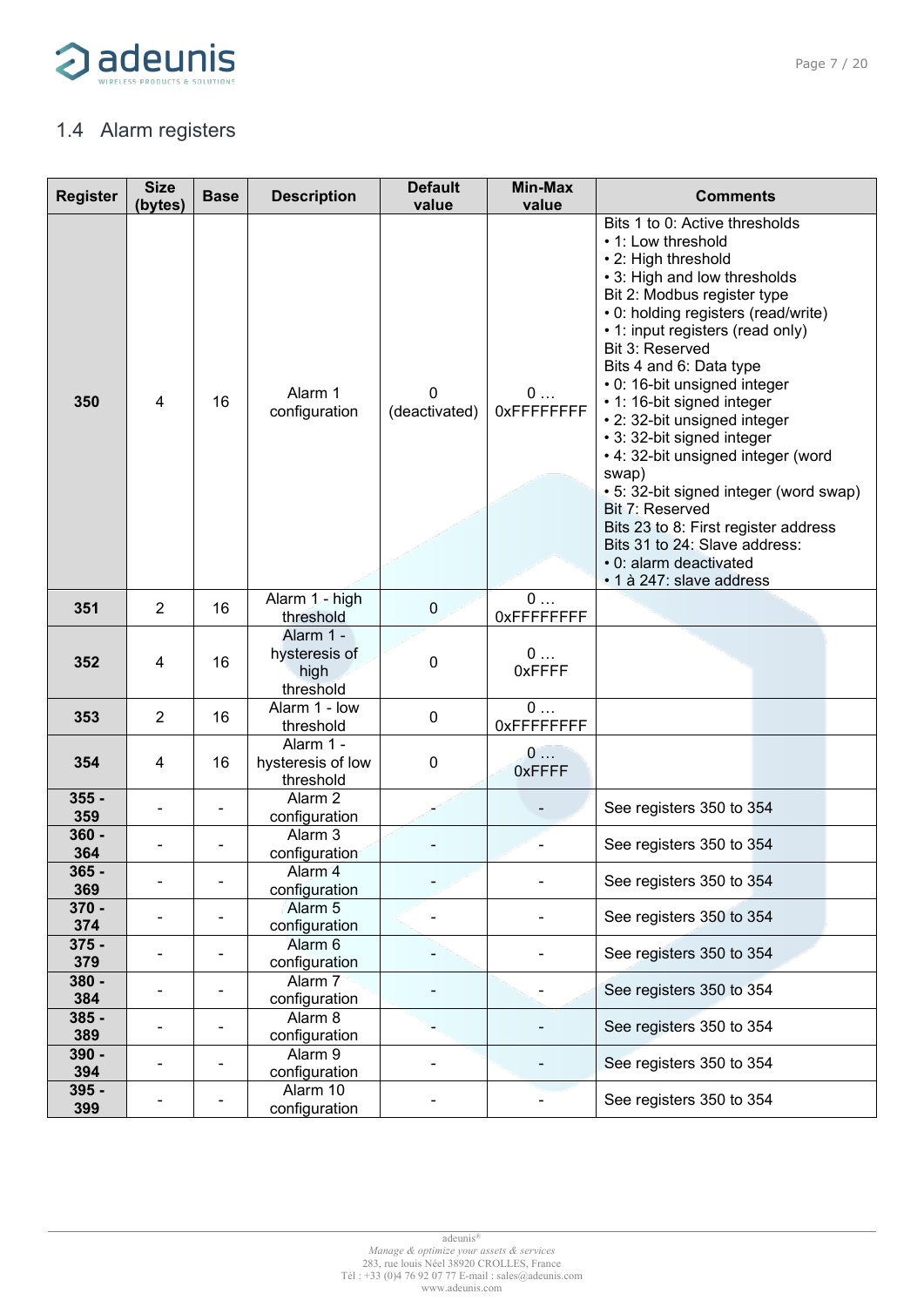## 1.4 Alarm registers

| Register | Size (bytes) | Base | Description | Default value | Min-Max value | Comments |
|---|---|---|---|---|---|---|
| **350** | 4 | 16 | Alarm 1 configuration | 0 (deactivated) | 0 … 0xFFFFFFFF | Bits 1 to 0: Active thresholds<br>• 1: Low threshold<br>• 2: High threshold<br>• 3: High and low thresholds<br>Bit 2: Modbus register type<br>• 0: holding registers (read/write)<br>• 1: input registers (read only)<br>Bit 3: Reserved<br>Bits 4 and 6: Data type<br>• 0: 16-bit unsigned integer<br>• 1: 16-bit signed integer<br>• 2: 32-bit unsigned integer<br>• 3: 32-bit signed integer<br>• 4: 32-bit unsigned integer (word swap)<br>• 5: 32-bit signed integer (word swap)<br>Bit 7: Reserved<br>Bits 23 to 8: First register address<br>Bits 31 to 24: Slave address:<br>• 0: alarm deactivated<br>• 1 à 247: slave address |
| **351** | 2 | 16 | Alarm 1 - high threshold | 0 | 0 … 0xFFFFFFFF | |
| **352** | 4 | 16 | Alarm 1 - hysteresis of high threshold | 0 | 0 … 0xFFFF | |
| **353** | 2 | 16 | Alarm 1 - low threshold | 0 | 0 … 0xFFFFFFFF | |
| **354** | 4 | 16 | Alarm 1 - hysteresis of low threshold | 0 | 0 … 0xFFFF | |
| **355 - 359** | - | - | Alarm 2 configuration | - | - | See registers 350 to 354 |
| **360 - 364** | - | - | Alarm 3 configuration | - | - | See registers 350 to 354 |
| **365 - 369** | - | - | Alarm 4 configuration | - | - | See registers 350 to 354 |
| **370 - 374** | - | - | Alarm 5 configuration | - | - | See registers 350 to 354 |
| **375 - 379** | - | - | Alarm 6 configuration | - | - | See registers 350 to 354 |
| **380 - 384** | - | - | Alarm 7 configuration | - | - | See registers 350 to 354 |
| **385 - 389** | - | - | Alarm 8 configuration | - | - | See registers 350 to 354 |
| **390 - 394** | - | - | Alarm 9 configuration | - | - | See registers 350 to 354 |
| **395 - 399** | - | - | Alarm 10 configuration | - | - | See registers 350 to 354 |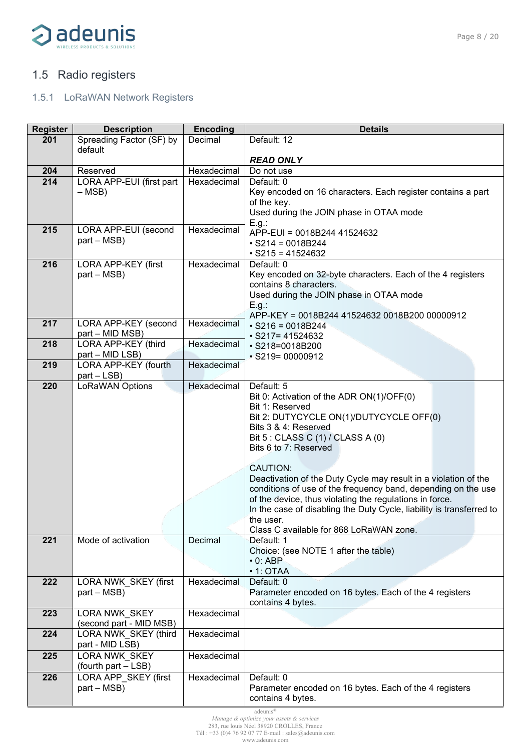## 1.5 Radio registers

### 1.5.1 LoRaWAN Network Registers

| Register | Description | Encoding | Details |
|---|---|---|---|
| **201** | Spreading Factor (SF) by default | Decimal | Default: 12<br><br>***READ ONLY*** |
| **204** | Reserved | Hexadecimal | Do not use |
| **214** | LORA APP-EUI (first part – MSB) | Hexadecimal | Default: 0<br>Key encoded on 16 characters. Each register contains a part of the key.<br>Used during the JOIN phase in OTAA mode<br>E.g.:<br>APP-EUI = 0018B244 41524632<br>• S214 = 0018B244<br>• S215 = 41524632 |
| **215** | LORA APP-EUI (second part – MSB) | Hexadecimal | |
| **216** | LORA APP-KEY (first part – MSB) | Hexadecimal | Default: 0<br>Key encoded on 32-byte characters. Each of the 4 registers contains 8 characters.<br>Used during the JOIN phase in OTAA mode<br>E.g.:<br>APP-KEY = 0018B244 41524632 0018B200 00000912<br>• S216 = 0018B244<br>• S217= 41524632<br>• S218=0018B200<br>• S219= 00000912 |
| **217** | LORA APP-KEY (second part – MID MSB) | Hexadecimal | |
| **218** | LORA APP-KEY (third part – MID LSB) | Hexadecimal | |
| **219** | LORA APP-KEY (fourth part – LSB) | Hexadecimal | |
| **220** | LoRaWAN Options | Hexadecimal | Default: 5<br>Bit 0: Activation of the ADR ON(1)/OFF(0)<br>Bit 1: Reserved<br>Bit 2: DUTYCYCLE ON(1)/DUTYCYCLE OFF(0)<br>Bits 3 & 4: Reserved<br>Bit 5 : CLASS C (1) / CLASS A (0)<br>Bits 6 to 7: Reserved<br><br>CAUTION:<br>Deactivation of the Duty Cycle may result in a violation of the conditions of use of the frequency band, depending on the use of the device, thus violating the regulations in force.<br>In the case of disabling the Duty Cycle, liability is transferred to the user.<br>Class C available for 868 LoRaWAN zone. |
| **221** | Mode of activation | Decimal | Default: 1<br>Choice: (see NOTE 1 after the table)<br>• 0: ABP<br>• 1: OTAA |
| **222** | LORA NWK_SKEY (first part – MSB) | Hexadecimal | Default: 0<br>Parameter encoded on 16 bytes. Each of the 4 registers contains 4 bytes. |
| **223** | LORA NWK_SKEY (second part - MID MSB) | Hexadecimal | |
| **224** | LORA NWK_SKEY (third part - MID LSB) | Hexadecimal | |
| **225** | LORA NWK_SKEY (fourth part – LSB) | Hexadecimal | |
| **226** | LORA APP_SKEY (first part – MSB) | Hexadecimal | Default: 0<br>Parameter encoded on 16 bytes. Each of the 4 registers contains 4 bytes. |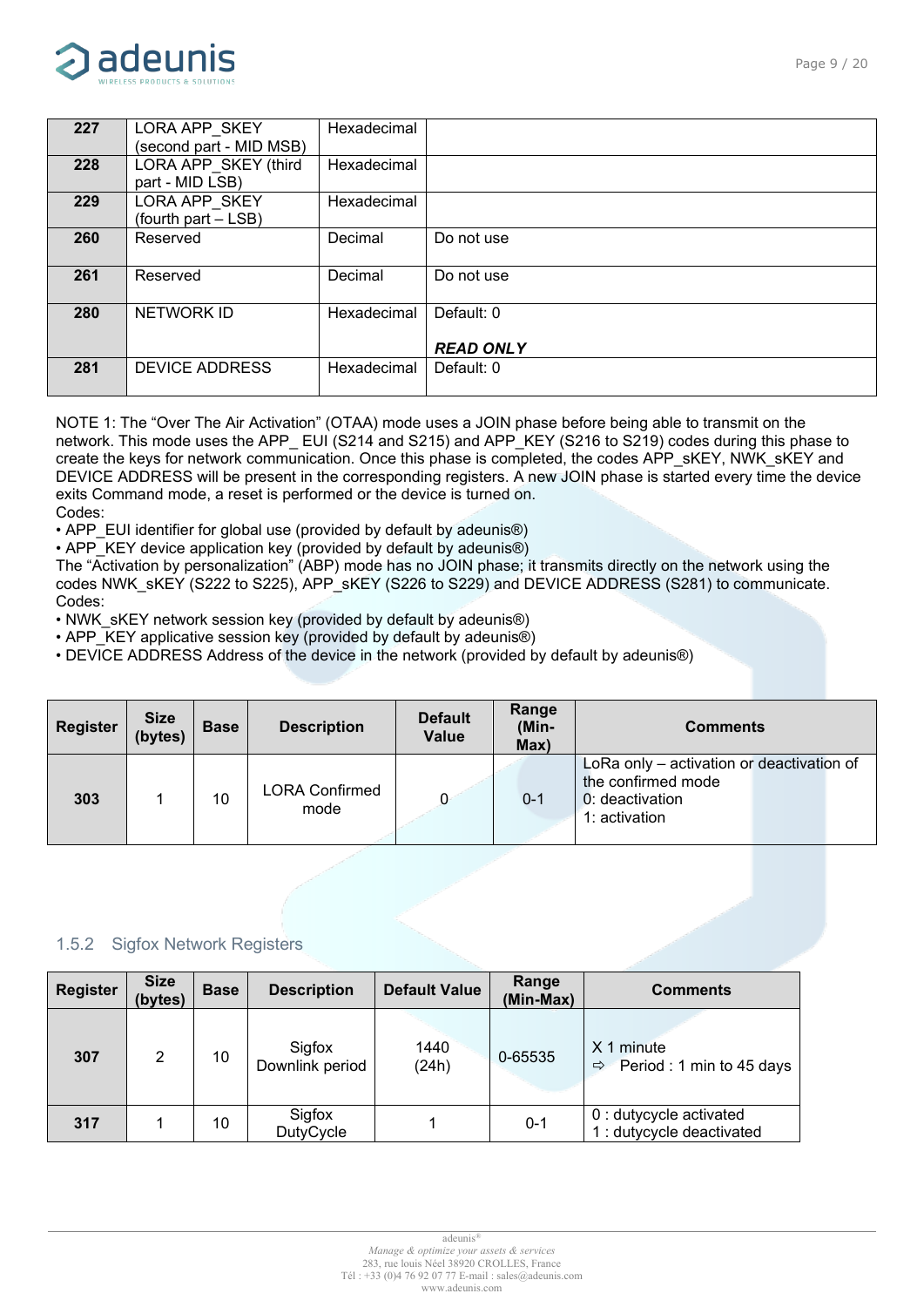| | | | |
|---|---|---|---|
| **227** | LORA APP_SKEY (second part - MID MSB) | Hexadecimal | |
| **228** | LORA APP_SKEY (third part - MID LSB) | Hexadecimal | |
| **229** | LORA APP_SKEY (fourth part – LSB) | Hexadecimal | |
| **260** | Reserved | Decimal | Do not use |
| **261** | Reserved | Decimal | Do not use |
| **280** | NETWORK ID | Hexadecimal | Default: 0<br><br>***READ ONLY*** |
| **281** | DEVICE ADDRESS | Hexadecimal | Default: 0 |

NOTE 1: The “Over The Air Activation” (OTAA) mode uses a JOIN phase before being able to transmit on the network. This mode uses the APP_ EUI (S214 and S215) and APP_KEY (S216 to S219) codes during this phase to create the keys for network communication. Once this phase is completed, the codes APP_sKEY, NWK_sKEY and DEVICE ADDRESS will be present in the corresponding registers. A new JOIN phase is started every time the device exits Command mode, a reset is performed or the device is turned on.
Codes:
• APP_EUI identifier for global use (provided by default by adeunis®)
• APP_KEY device application key (provided by default by adeunis®)
The “Activation by personalization” (ABP) mode has no JOIN phase; it transmits directly on the network using the codes NWK_sKEY (S222 to S225), APP_sKEY (S226 to S229) and DEVICE ADDRESS (S281) to communicate.
Codes:
• NWK_sKEY network session key (provided by default by adeunis®)
• APP_KEY applicative session key (provided by default by adeunis®)
• DEVICE ADDRESS Address of the device in the network (provided by default by adeunis®)

| Register | Size (bytes) | Base | Description | Default Value | Range (Min-Max) | Comments |
|---|---|---|---|---|---|---|
| **303** | 1 | 10 | LORA Confirmed mode | 0 | 0-1 | LoRa only – activation or deactivation of the confirmed mode<br>0: deactivation<br>1: activation |

### 1.5.2 Sigfox Network Registers

| Register | Size (bytes) | Base | Description | Default Value | Range (Min-Max) | Comments |
|---|---|---|---|---|---|---|
| **307** | 2 | 10 | Sigfox Downlink period | 1440 (24h) | 0-65535 | X 1 minute<br>⇨ Period : 1 min to 45 days |
| **317** | 1 | 10 | Sigfox DutyCycle | 1 | 0-1 | 0 : dutycycle activated<br>1 : dutycycle deactivated |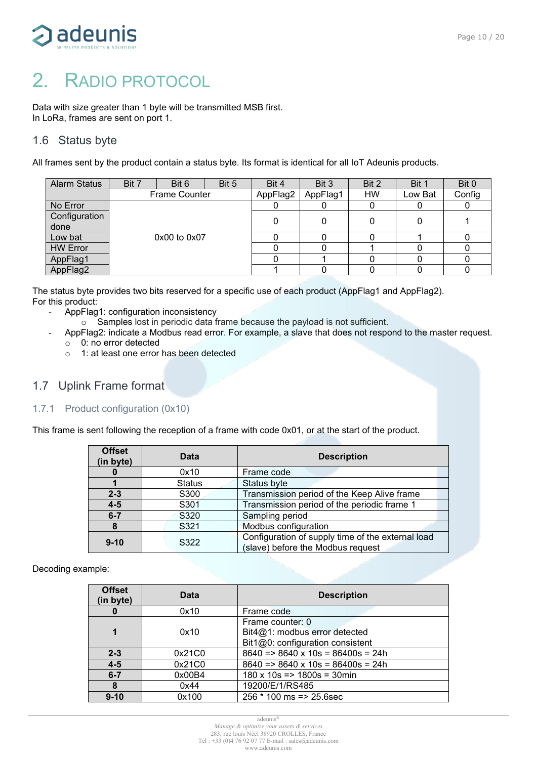# 2. RADIO PROTOCOL

Data with size greater than 1 byte will be transmitted MSB first.
In LoRa, frames are sent on port 1.

## 1.6 Status byte

All frames sent by the product contain a status byte. Its format is identical for all IoT Adeunis products.

| Alarm Status | Bit 7 | Bit 6 | Bit 5 | Bit 4 | Bit 3 | Bit 2 | Bit 1 | Bit 0 |
|---|---|---|---|---|---|---|---|---|
| | Frame Counter | | | AppFlag2 | AppFlag1 | HW | Low Bat | Config |
| No Error | 0x00 to 0x07 | | | 0 | 0 | 0 | 0 | 0 |
| Configuration done | | | | 0 | 0 | 0 | 0 | 1 |
| Low bat | | | | 0 | 0 | 0 | 1 | 0 |
| HW Error | | | | 0 | 0 | 1 | 0 | 0 |
| AppFlag1 | | | | 0 | 1 | 0 | 0 | 0 |
| AppFlag2 | | | | 1 | 0 | 0 | 0 | 0 |

The status byte provides two bits reserved for a specific use of each product (AppFlag1 and AppFlag2).
For this product:

- AppFlag1: configuration inconsistency
  - Samples lost in periodic data frame because the payload is not sufficient.
- AppFlag2: indicate a Modbus read error. For example, a slave that does not respond to the master request.
  - 0: no error detected
  - 1: at least one error has been detected

## 1.7 Uplink Frame format

### 1.7.1 Product configuration (0x10)

This frame is sent following the reception of a frame with code 0x01, or at the start of the product.

| Offset (in byte) | Data | Description |
|---|---|---|
| **0** | 0x10 | Frame code |
| **1** | Status | Status byte |
| **2-3** | S300 | Transmission period of the Keep Alive frame |
| **4-5** | S301 | Transmission period of the periodic frame 1 |
| **6-7** | S320 | Sampling period |
| **8** | S321 | Modbus configuration |
| **9-10** | S322 | Configuration of supply time of the external load (slave) before the Modbus request |

Decoding example:

| Offset (in byte) | Data | Description |
|---|---|---|
| **0** | 0x10 | Frame code |
| **1** | 0x10 | Frame counter: 0<br>Bit4@1: modbus error detected<br>Bit1@0: configuration consistent |
| **2-3** | 0x21C0 | 8640 => 8640 x 10s = 86400s = 24h |
| **4-5** | 0x21C0 | 8640 => 8640 x 10s = 86400s = 24h |
| **6-7** | 0x00B4 | 180 x 10s => 1800s = 30min |
| **8** | 0x44 | 19200/E/1/RS485 |
| **9-10** | 0x100 | 256 * 100 ms => 25.6sec |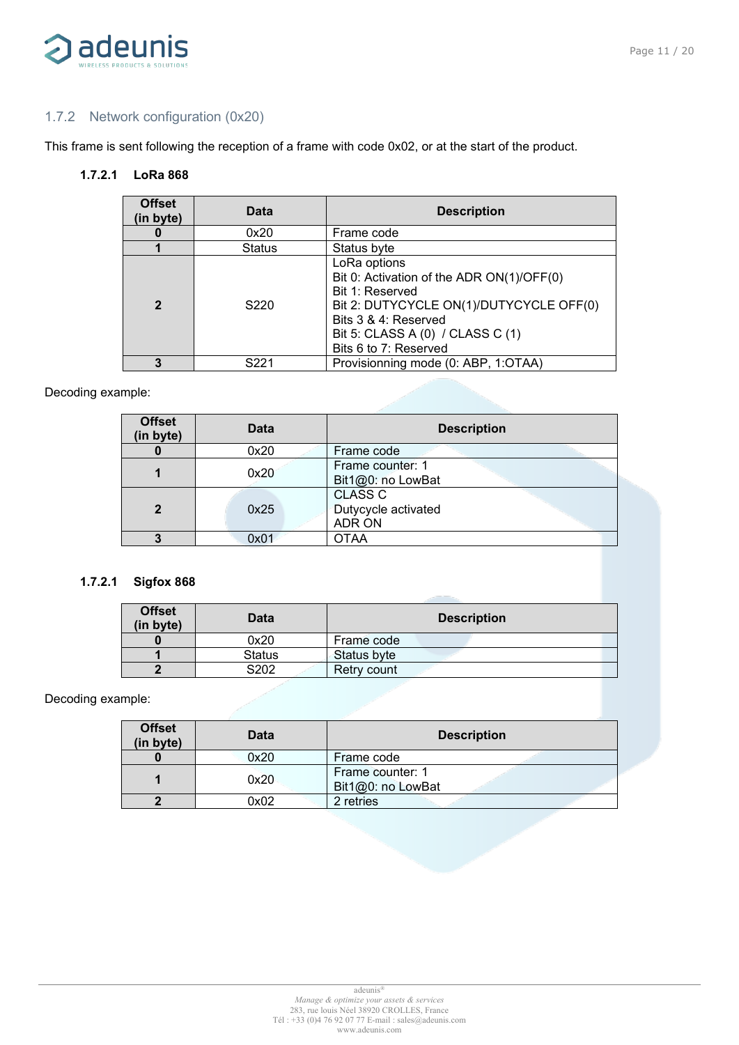## 1.7.2 Network configuration (0x20)

This frame is sent following the reception of a frame with code 0x02, or at the start of the product.

### 1.7.2.1 LoRa 868

| Offset (in byte) | Data | Description |
|---|---|---|
| 0 | 0x20 | Frame code |
| 1 | Status | Status byte |
| 2 | S220 | LoRa options<br>Bit 0: Activation of the ADR ON(1)/OFF(0)<br>Bit 1: Reserved<br>Bit 2: DUTYCYCLE ON(1)/DUTYCYCLE OFF(0)<br>Bits 3 & 4: Reserved<br>Bit 5: CLASS A (0) / CLASS C (1)<br>Bits 6 to 7: Reserved |
| 3 | S221 | Provisionning mode (0: ABP, 1:OTAA) |

Decoding example:

| Offset (in byte) | Data | Description |
|---|---|---|
| 0 | 0x20 | Frame code |
| 1 | 0x20 | Frame counter: 1<br>Bit1@0: no LowBat |
| 2 | 0x25 | CLASS C<br>Dutycycle activated<br>ADR ON |
| 3 | 0x01 | OTAA |

### 1.7.2.1 Sigfox 868

| Offset (in byte) | Data | Description |
|---|---|---|
| 0 | 0x20 | Frame code |
| 1 | Status | Status byte |
| 2 | S202 | Retry count |

Decoding example:

| Offset (in byte) | Data | Description |
|---|---|---|
| 0 | 0x20 | Frame code |
| 1 | 0x20 | Frame counter: 1<br>Bit1@0: no LowBat |
| 2 | 0x02 | 2 retries |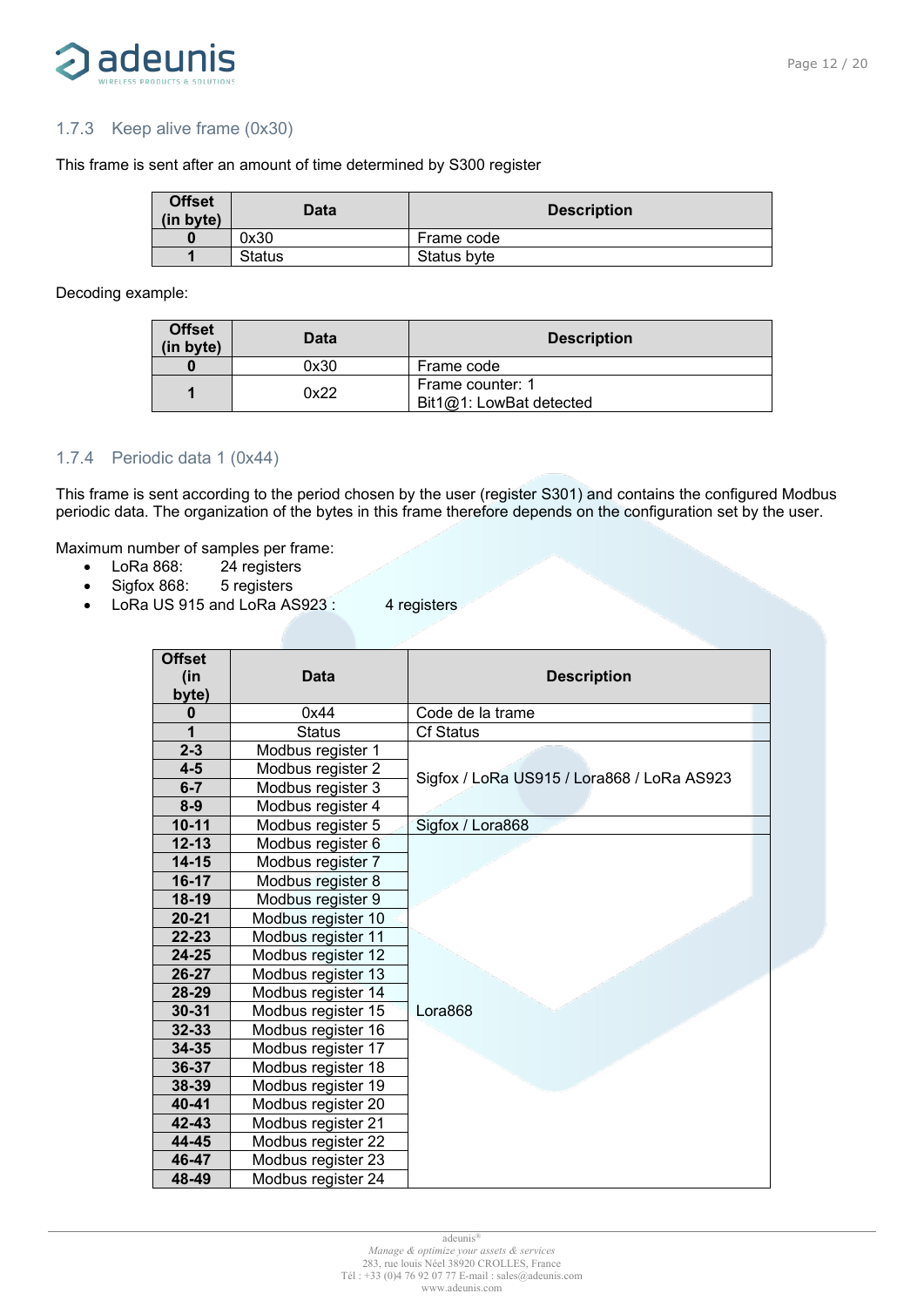### 1.7.3 Keep alive frame (0x30)

This frame is sent after an amount of time determined by S300 register

| Offset (in byte) | Data | Description |
|---|---|---|
| 0 | 0x30 | Frame code |
| 1 | Status | Status byte |

Decoding example:

| Offset (in byte) | Data | Description |
|---|---|---|
| 0 | 0x30 | Frame code |
| 1 | 0x22 | Frame counter: 1<br>Bit1@1: LowBat detected |

### 1.7.4 Periodic data 1 (0x44)

This frame is sent according to the period chosen by the user (register S301) and contains the configured Modbus periodic data. The organization of the bytes in this frame therefore depends on the configuration set by the user.

Maximum number of samples per frame:

- LoRa 868: 24 registers
- Sigfox 868: 5 registers
- LoRa US 915 and LoRa AS923 : 4 registers

| Offset (in byte) | Data | Description |
|---|---|---|
| 0 | 0x44 | Code de la trame |
| 1 | Status | Cf Status |
| 2-3 | Modbus register 1 | Sigfox / LoRa US915 / Lora868 / LoRa AS923 |
| 4-5 | Modbus register 2 | |
| 6-7 | Modbus register 3 | |
| 8-9 | Modbus register 4 | |
| 10-11 | Modbus register 5 | Sigfox / Lora868 |
| 12-13 | Modbus register 6 | Lora868 |
| 14-15 | Modbus register 7 | |
| 16-17 | Modbus register 8 | |
| 18-19 | Modbus register 9 | |
| 20-21 | Modbus register 10 | |
| 22-23 | Modbus register 11 | |
| 24-25 | Modbus register 12 | |
| 26-27 | Modbus register 13 | |
| 28-29 | Modbus register 14 | |
| 30-31 | Modbus register 15 | |
| 32-33 | Modbus register 16 | |
| 34-35 | Modbus register 17 | |
| 36-37 | Modbus register 18 | |
| 38-39 | Modbus register 19 | |
| 40-41 | Modbus register 20 | |
| 42-43 | Modbus register 21 | |
| 44-45 | Modbus register 22 | |
| 46-47 | Modbus register 23 | |
| 48-49 | Modbus register 24 | |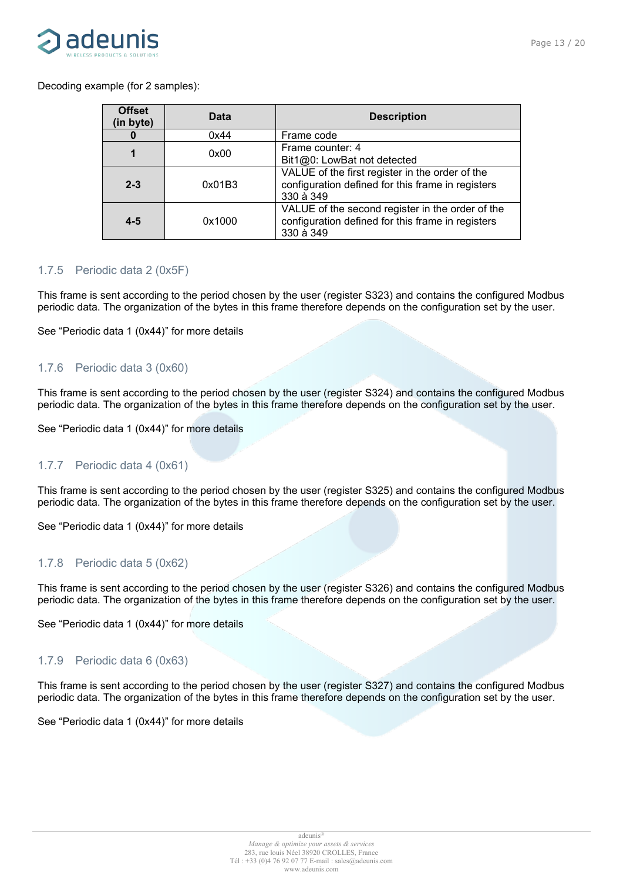Decoding example (for 2 samples):

| Offset (in byte) | Data | Description |
|---|---|---|
| **0** | 0x44 | Frame code |
| **1** | 0x00 | Frame counter: 4<br>Bit1@0: LowBat not detected |
| **2-3** | 0x01B3 | VALUE of the first register in the order of the configuration defined for this frame in registers 330 à 349 |
| **4-5** | 0x1000 | VALUE of the second register in the order of the configuration defined for this frame in registers 330 à 349 |

### 1.7.5 Periodic data 2 (0x5F)

This frame is sent according to the period chosen by the user (register S323) and contains the configured Modbus periodic data. The organization of the bytes in this frame therefore depends on the configuration set by the user.

See “Periodic data 1 (0x44)” for more details

### 1.7.6 Periodic data 3 (0x60)

This frame is sent according to the period chosen by the user (register S324) and contains the configured Modbus periodic data. The organization of the bytes in this frame therefore depends on the configuration set by the user.

See “Periodic data 1 (0x44)” for more details

### 1.7.7 Periodic data 4 (0x61)

This frame is sent according to the period chosen by the user (register S325) and contains the configured Modbus periodic data. The organization of the bytes in this frame therefore depends on the configuration set by the user.

See “Periodic data 1 (0x44)” for more details

### 1.7.8 Periodic data 5 (0x62)

This frame is sent according to the period chosen by the user (register S326) and contains the configured Modbus periodic data. The organization of the bytes in this frame therefore depends on the configuration set by the user.

See “Periodic data 1 (0x44)” for more details

### 1.7.9 Periodic data 6 (0x63)

This frame is sent according to the period chosen by the user (register S327) and contains the configured Modbus periodic data. The organization of the bytes in this frame therefore depends on the configuration set by the user.

See “Periodic data 1 (0x44)” for more details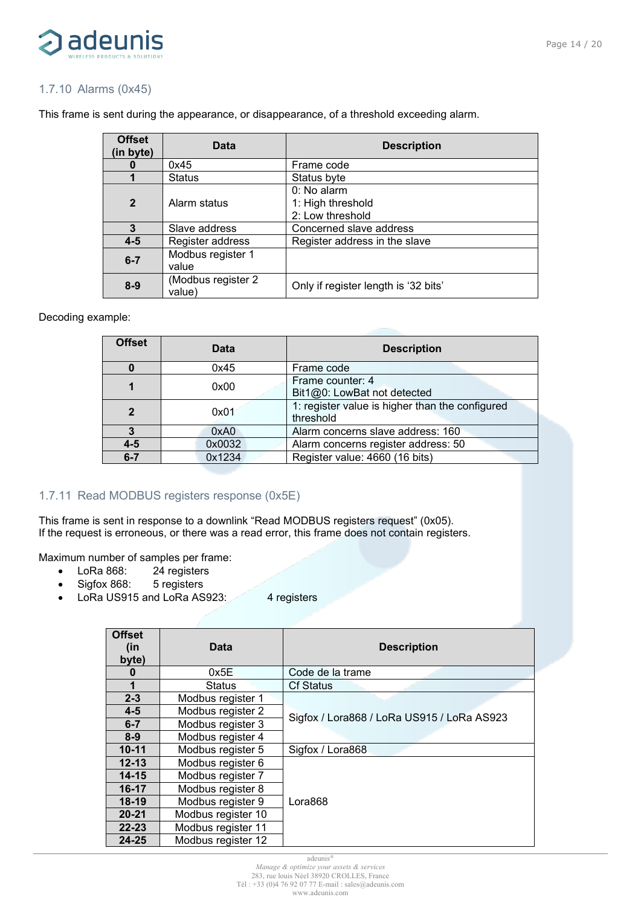### 1.7.10 Alarms (0x45)

This frame is sent during the appearance, or disappearance, of a threshold exceeding alarm.

| Offset (in byte) | Data | Description |
|---|---|---|
| 0 | 0x45 | Frame code |
| 1 | Status | Status byte |
| 2 | Alarm status | 0: No alarm<br>1: High threshold<br>2: Low threshold |
| 3 | Slave address | Concerned slave address |
| 4-5 | Register address | Register address in the slave |
| 6-7 | Modbus register 1 value | |
| 8-9 | (Modbus register 2 value) | Only if register length is '32 bits' |

Decoding example:

| Offset | Data | Description |
|---|---|---|
| 0 | 0x45 | Frame code |
| 1 | 0x00 | Frame counter: 4<br>Bit1@0: LowBat not detected |
| 2 | 0x01 | 1: register value is higher than the configured threshold |
| 3 | 0xA0 | Alarm concerns slave address: 160 |
| 4-5 | 0x0032 | Alarm concerns register address: 50 |
| 6-7 | 0x1234 | Register value: 4660 (16 bits) |

### 1.7.11 Read MODBUS registers response (0x5E)

This frame is sent in response to a downlink "Read MODBUS registers request" (0x05).
If the request is erroneous, or there was a read error, this frame does not contain registers.

Maximum number of samples per frame:

- LoRa 868: 24 registers
- Sigfox 868: 5 registers
- LoRa US915 and LoRa AS923: 4 registers

| Offset (in byte) | Data | Description |
|---|---|---|
| 0 | 0x5E | Code de la trame |
| 1 | Status | Cf Status |
| 2-3 | Modbus register 1 | Sigfox / Lora868 / LoRa US915 / LoRa AS923 |
| 4-5 | Modbus register 2 | |
| 6-7 | Modbus register 3 | |
| 8-9 | Modbus register 4 | |
| 10-11 | Modbus register 5 | Sigfox / Lora868 |
| 12-13 | Modbus register 6 | Lora868 |
| 14-15 | Modbus register 7 | |
| 16-17 | Modbus register 8 | |
| 18-19 | Modbus register 9 | |
| 20-21 | Modbus register 10 | |
| 22-23 | Modbus register 11 | |
| 24-25 | Modbus register 12 | |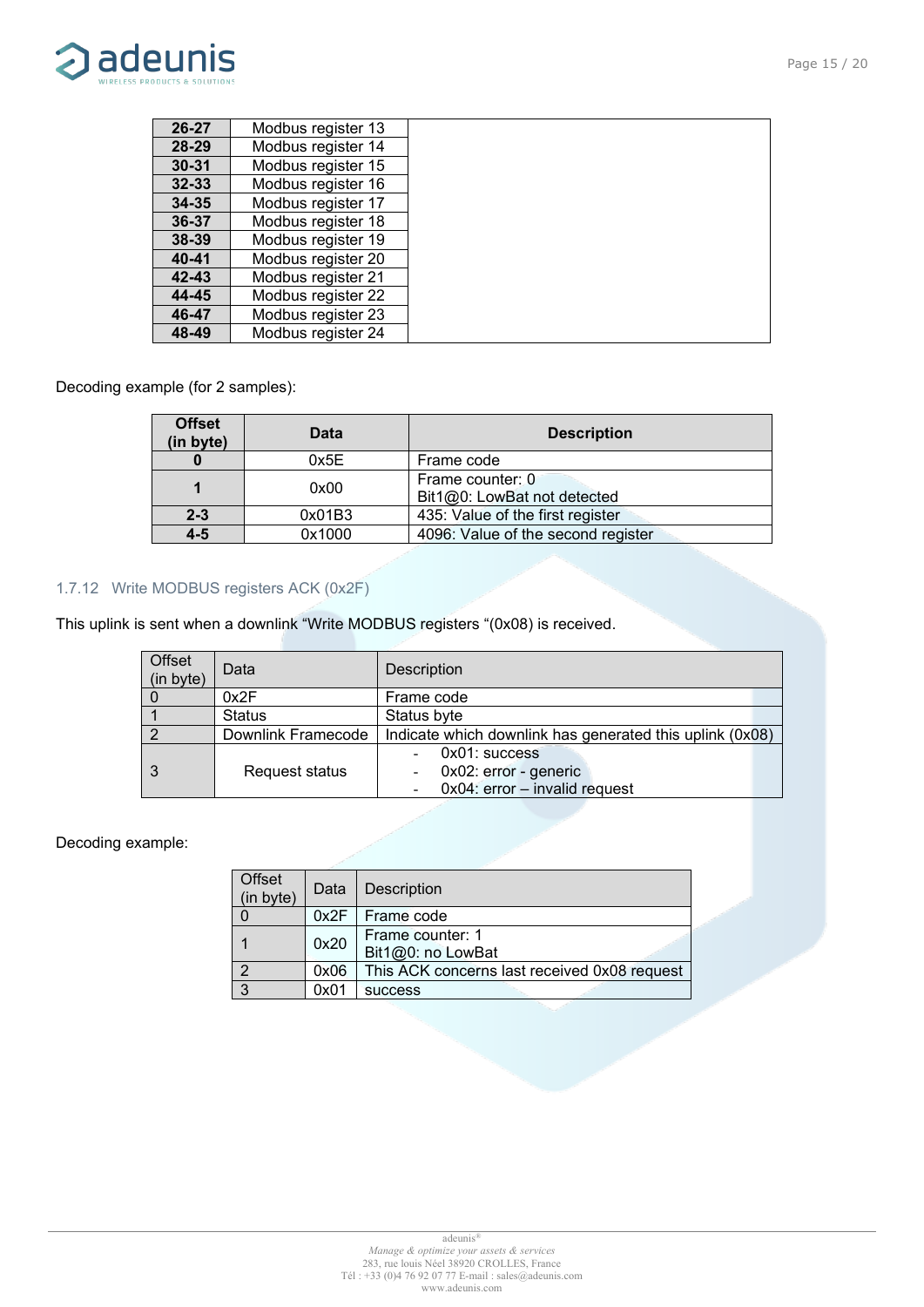| | | |
|---|---|---|
| **26-27** | Modbus register 13 | |
| **28-29** | Modbus register 14 | |
| **30-31** | Modbus register 15 | |
| **32-33** | Modbus register 16 | |
| **34-35** | Modbus register 17 | |
| **36-37** | Modbus register 18 | |
| **38-39** | Modbus register 19 | |
| **40-41** | Modbus register 20 | |
| **42-43** | Modbus register 21 | |
| **44-45** | Modbus register 22 | |
| **46-47** | Modbus register 23 | |
| **48-49** | Modbus register 24 | |

Decoding example (for 2 samples):

| Offset (in byte) | Data | Description |
|---|---|---|
| **0** | 0x5E | Frame code |
| **1** | 0x00 | Frame counter: 0<br>Bit1@0: LowBat not detected |
| **2-3** | 0x01B3 | 435: Value of the first register |
| **4-5** | 0x1000 | 4096: Value of the second register |

### 1.7.12 Write MODBUS registers ACK (0x2F)

This uplink is sent when a downlink "Write MODBUS registers "(0x08) is received.

| Offset (in byte) | Data | Description |
|---|---|---|
| 0 | 0x2F | Frame code |
| 1 | Status | Status byte |
| 2 | Downlink Framecode | Indicate which downlink has generated this uplink (0x08) |
| 3 | Request status | - 0x01: success<br>- 0x02: error - generic<br>- 0x04: error – invalid request |

Decoding example:

| Offset (in byte) | Data | Description |
|---|---|---|
| 0 | 0x2F | Frame code |
| 1 | 0x20 | Frame counter: 1<br>Bit1@0: no LowBat |
| 2 | 0x06 | This ACK concerns last received 0x08 request |
| 3 | 0x01 | success |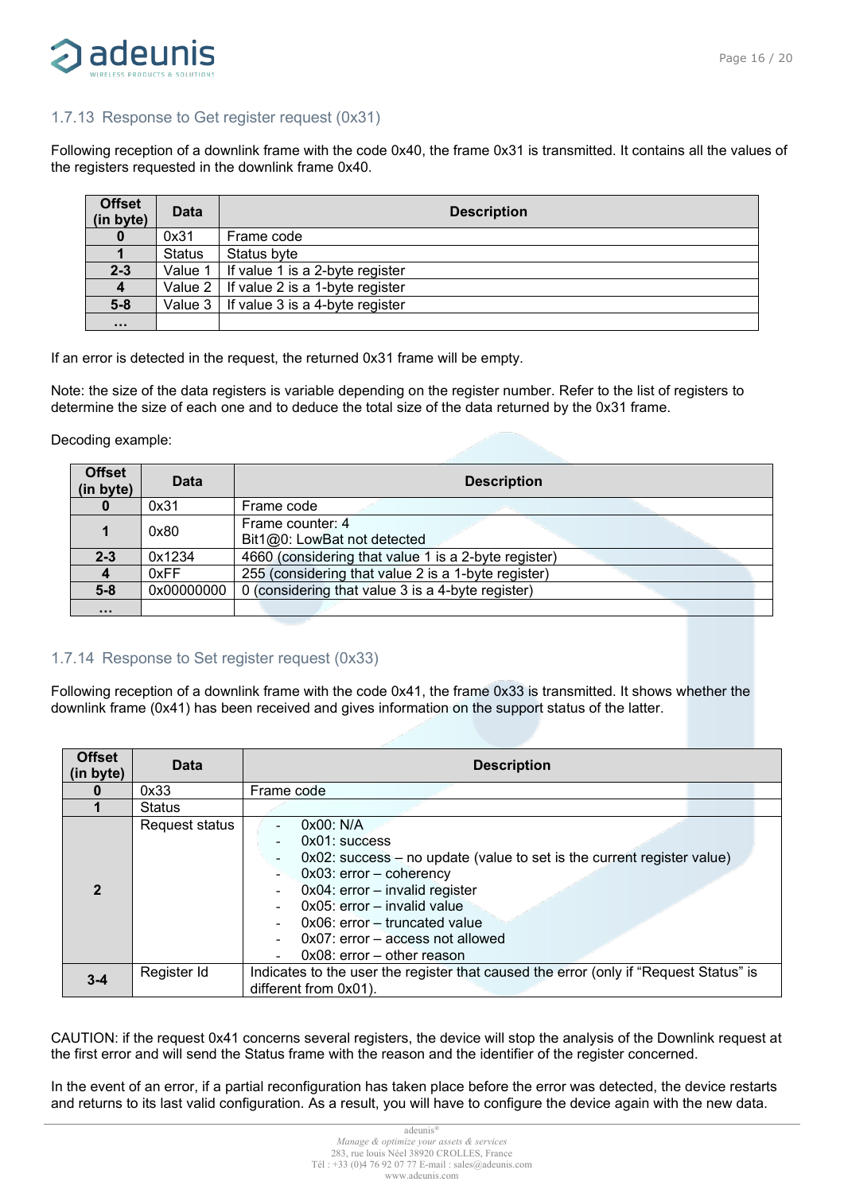### 1.7.13 Response to Get register request (0x31)

Following reception of a downlink frame with the code 0x40, the frame 0x31 is transmitted. It contains all the values of the registers requested in the downlink frame 0x40.

| Offset (in byte) | Data | Description |
|---|---|---|
| **0** | 0x31 | Frame code |
| **1** | Status | Status byte |
| **2-3** | Value 1 | If value 1 is a 2-byte register |
| **4** | Value 2 | If value 2 is a 1-byte register |
| **5-8** | Value 3 | If value 3 is a 4-byte register |
| **…** | | |

If an error is detected in the request, the returned 0x31 frame will be empty.

Note: the size of the data registers is variable depending on the register number. Refer to the list of registers to determine the size of each one and to deduce the total size of the data returned by the 0x31 frame.

Decoding example:

| Offset (in byte) | Data | Description |
|---|---|---|
| **0** | 0x31 | Frame code |
| **1** | 0x80 | Frame counter: 4<br>Bit1@0: LowBat not detected |
| **2-3** | 0x1234 | 4660 (considering that value 1 is a 2-byte register) |
| **4** | 0xFF | 255 (considering that value 2 is a 1-byte register) |
| **5-8** | 0x00000000 | 0 (considering that value 3 is a 4-byte register) |
| **…** | | |

### 1.7.14 Response to Set register request (0x33)

Following reception of a downlink frame with the code 0x41, the frame 0x33 is transmitted. It shows whether the downlink frame (0x41) has been received and gives information on the support status of the latter.

| Offset (in byte) | Data | Description |
|---|---|---|
| **0** | 0x33 | Frame code |
| **1** | Status | |
| **2** | Request status | - 0x00: N/A<br>- 0x01: success<br>- 0x02: success – no update (value to set is the current register value)<br>- 0x03: error – coherency<br>- 0x04: error – invalid register<br>- 0x05: error – invalid value<br>- 0x06: error – truncated value<br>- 0x07: error – access not allowed<br>- 0x08: error – other reason |
| **3-4** | Register Id | Indicates to the user the register that caused the error (only if “Request Status” is different from 0x01). |

CAUTION: if the request 0x41 concerns several registers, the device will stop the analysis of the Downlink request at the first error and will send the Status frame with the reason and the identifier of the register concerned.

In the event of an error, if a partial reconfiguration has taken place before the error was detected, the device restarts and returns to its last valid configuration. As a result, you will have to configure the device again with the new data.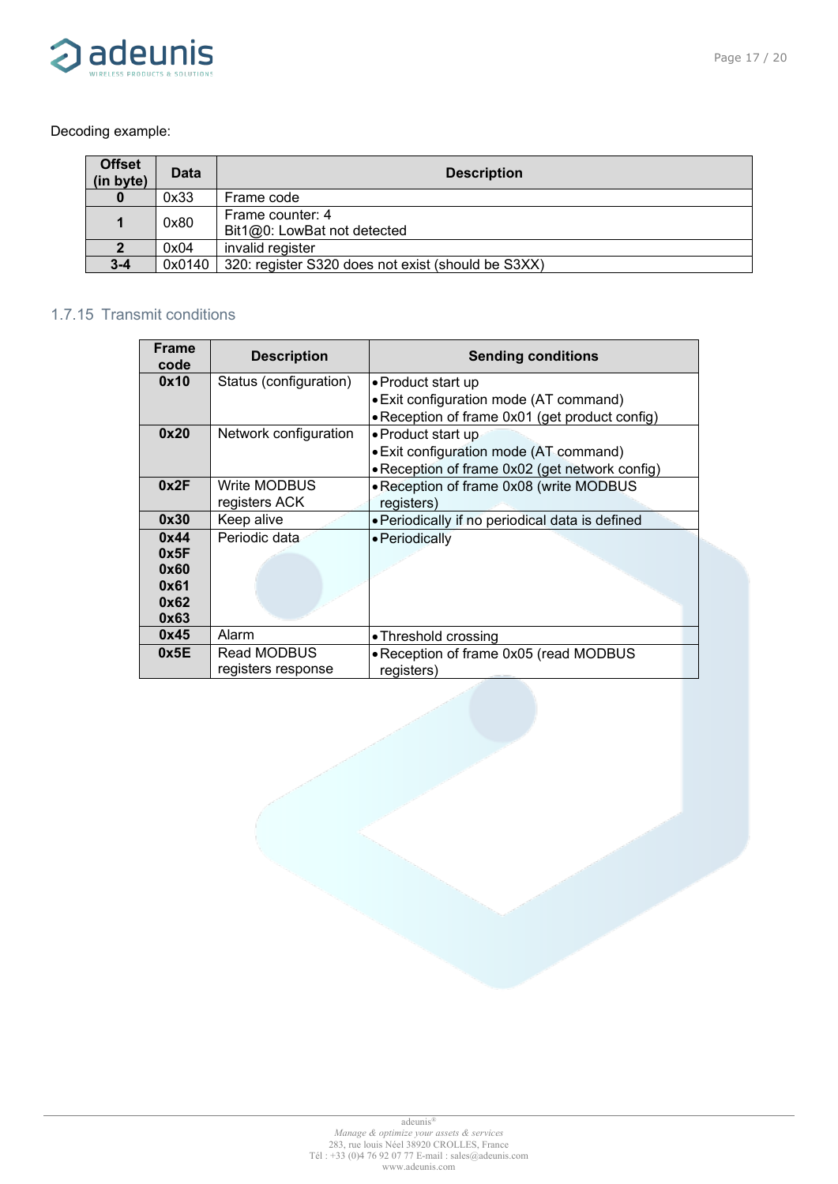Decoding example:

| Offset (in byte) | Data | Description |
|---|---|---|
| **0** | 0x33 | Frame code |
| **1** | 0x80 | Frame counter: 4<br>Bit1@0: LowBat not detected |
| **2** | 0x04 | invalid register |
| **3-4** | 0x0140 | 320: register S320 does not exist (should be S3XX) |

### 1.7.15 Transmit conditions

| Frame code | Description | Sending conditions |
|---|---|---|
| **0x10** | Status (configuration) | • Product start up<br>• Exit configuration mode (AT command)<br>• Reception of frame 0x01 (get product config) |
| **0x20** | Network configuration | • Product start up<br>• Exit configuration mode (AT command)<br>• Reception of frame 0x02 (get network config) |
| **0x2F** | Write MODBUS registers ACK | • Reception of frame 0x08 (write MODBUS registers) |
| **0x30** | Keep alive | • Periodically if no periodical data is defined |
| **0x44**<br>**0x5F**<br>**0x60**<br>**0x61**<br>**0x62**<br>**0x63** | Periodic data | • Periodically |
| **0x45** | Alarm | • Threshold crossing |
| **0x5E** | Read MODBUS registers response | • Reception of frame 0x05 (read MODBUS registers) |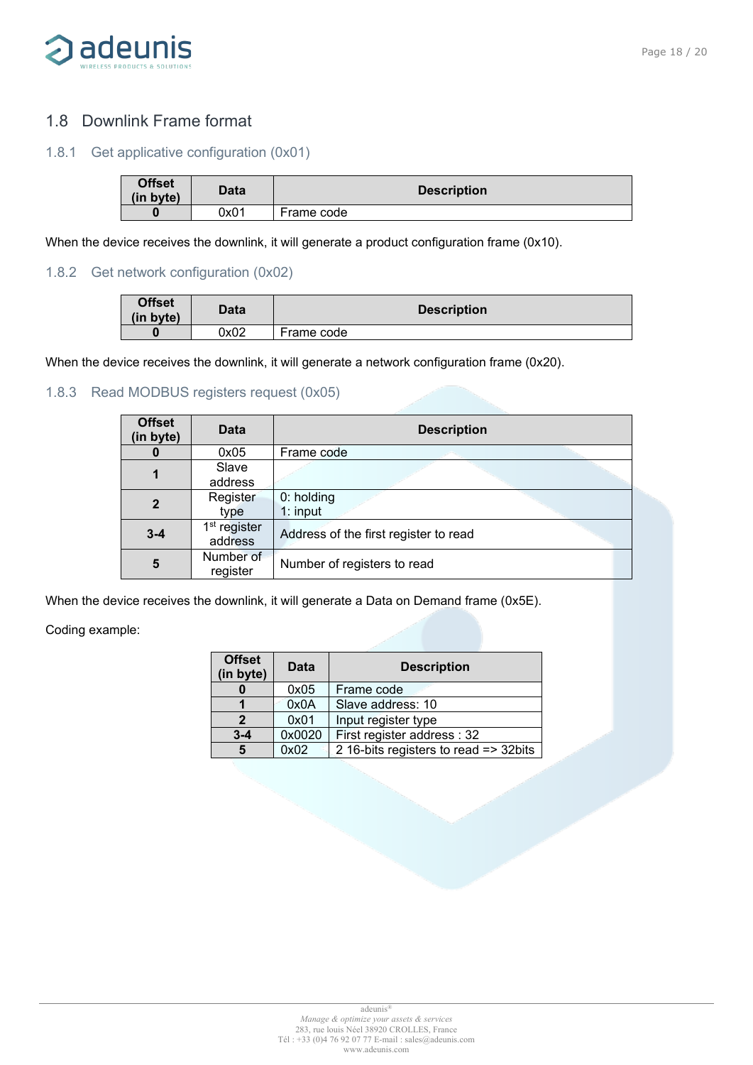## 1.8 Downlink Frame format

### 1.8.1 Get applicative configuration (0x01)

| Offset (in byte) | Data | Description |
|---|---|---|
| **0** | 0x01 | Frame code |

When the device receives the downlink, it will generate a product configuration frame (0x10).

### 1.8.2 Get network configuration (0x02)

| Offset (in byte) | Data | Description |
|---|---|---|
| **0** | 0x02 | Frame code |

When the device receives the downlink, it will generate a network configuration frame (0x20).

### 1.8.3 Read MODBUS registers request (0x05)

| Offset (in byte) | Data | Description |
|---|---|---|
| **0** | 0x05 | Frame code |
| **1** | Slave address | |
| **2** | Register type | 0: holding<br>1: input |
| **3-4** | 1st register address | Address of the first register to read |
| **5** | Number of register | Number of registers to read |

When the device receives the downlink, it will generate a Data on Demand frame (0x5E).

Coding example:

| Offset (in byte) | Data | Description |
|---|---|---|
| **0** | 0x05 | Frame code |
| **1** | 0x0A | Slave address: 10 |
| **2** | 0x01 | Input register type |
| **3-4** | 0x0020 | First register address : 32 |
| **5** | 0x02 | 2 16-bits registers to read => 32bits |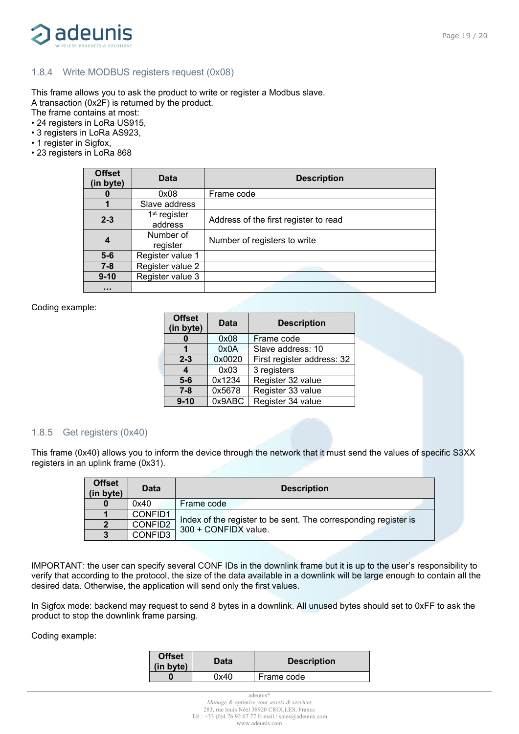### 1.8.4 Write MODBUS registers request (0x08)

This frame allows you to ask the product to write or register a Modbus slave.
A transaction (0x2F) is returned by the product.
The frame contains at most:

- 24 registers in LoRa US915,
- 3 registers in LoRa AS923,
- 1 register in Sigfox,
- 23 registers in LoRa 868

| Offset (in byte) | Data | Description |
|---|---|---|
| **0** | 0x08 | Frame code |
| **1** | Slave address | |
| **2-3** | 1st register address | Address of the first register to read |
| **4** | Number of register | Number of registers to write |
| **5-6** | Register value 1 | |
| **7-8** | Register value 2 | |
| **9-10** | Register value 3 | |
| **…** | | |

Coding example:

| Offset (in byte) | Data | Description |
|---|---|---|
| **0** | 0x08 | Frame code |
| **1** | 0x0A | Slave address: 10 |
| **2-3** | 0x0020 | First register address: 32 |
| **4** | 0x03 | 3 registers |
| **5-6** | 0x1234 | Register 32 value |
| **7-8** | 0x5678 | Register 33 value |
| **9-10** | 0x9ABC | Register 34 value |

### 1.8.5 Get registers (0x40)

This frame (0x40) allows you to inform the device through the network that it must send the values of specific S3XX registers in an uplink frame (0x31).

| Offset (in byte) | Data | Description |
|---|---|---|
| **0** | 0x40 | Frame code |
| **1** | CONFID1 | Index of the register to be sent. The corresponding register is 300 + CONFIDX value. |
| **2** | CONFID2 | |
| **3** | CONFID3 | |

IMPORTANT: the user can specify several CONF IDs in the downlink frame but it is up to the user's responsibility to verify that according to the protocol, the size of the data available in a downlink will be large enough to contain all the desired data. Otherwise, the application will send only the first values.

In Sigfox mode: backend may request to send 8 bytes in a downlink. All unused bytes should set to 0xFF to ask the product to stop the downlink frame parsing.

Coding example:

| Offset (in byte) | Data | Description |
|---|---|---|
| **0** | 0x40 | Frame code |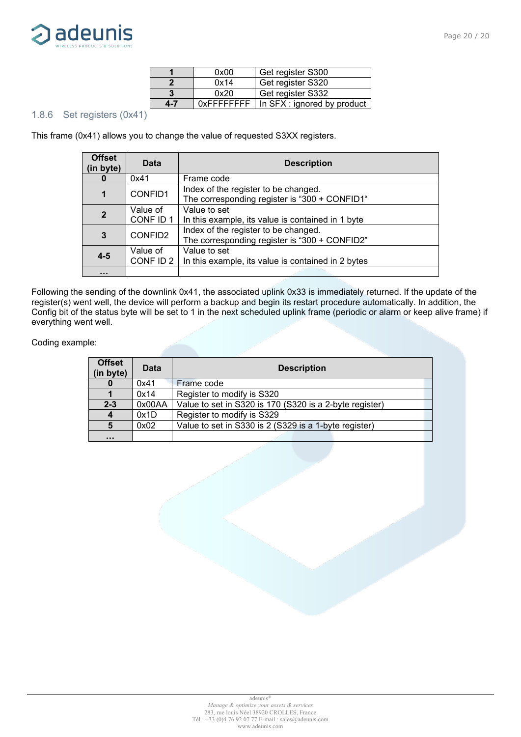| | | |
|---|---|---|
| **1** | 0x00 | Get register S300 |
| **2** | 0x14 | Get register S320 |
| **3** | 0x20 | Get register S332 |
| **4-7** | 0xFFFFFFFF | In SFX : ignored by product |

### 1.8.6 Set registers (0x41)

This frame (0x41) allows you to change the value of requested S3XX registers.

| Offset (in byte) | Data | Description |
|---|---|---|
| **0** | 0x41 | Frame code |
| **1** | CONFID1 | Index of the register to be changed.<br>The corresponding register is "300 + CONFID1" |
| **2** | Value of CONF ID 1 | Value to set<br>In this example, its value is contained in 1 byte |
| **3** | CONFID2 | Index of the register to be changed.<br>The corresponding register is "300 + CONFID2" |
| **4-5** | Value of CONF ID 2 | Value to set<br>In this example, its value is contained in 2 bytes |
| **…** | | |

Following the sending of the downlink 0x41, the associated uplink 0x33 is immediately returned. If the update of the register(s) went well, the device will perform a backup and begin its restart procedure automatically. In addition, the Config bit of the status byte will be set to 1 in the next scheduled uplink frame (periodic or alarm or keep alive frame) if everything went well.

Coding example:

| Offset (in byte) | Data | Description |
|---|---|---|
| **0** | 0x41 | Frame code |
| **1** | 0x14 | Register to modify is S320 |
| **2-3** | 0x00AA | Value to set in S320 is 170 (S320 is a 2-byte register) |
| **4** | 0x1D | Register to modify is S329 |
| **5** | 0x02 | Value to set in S330 is 2 (S329 is a 1-byte register) |
| **…** | | |